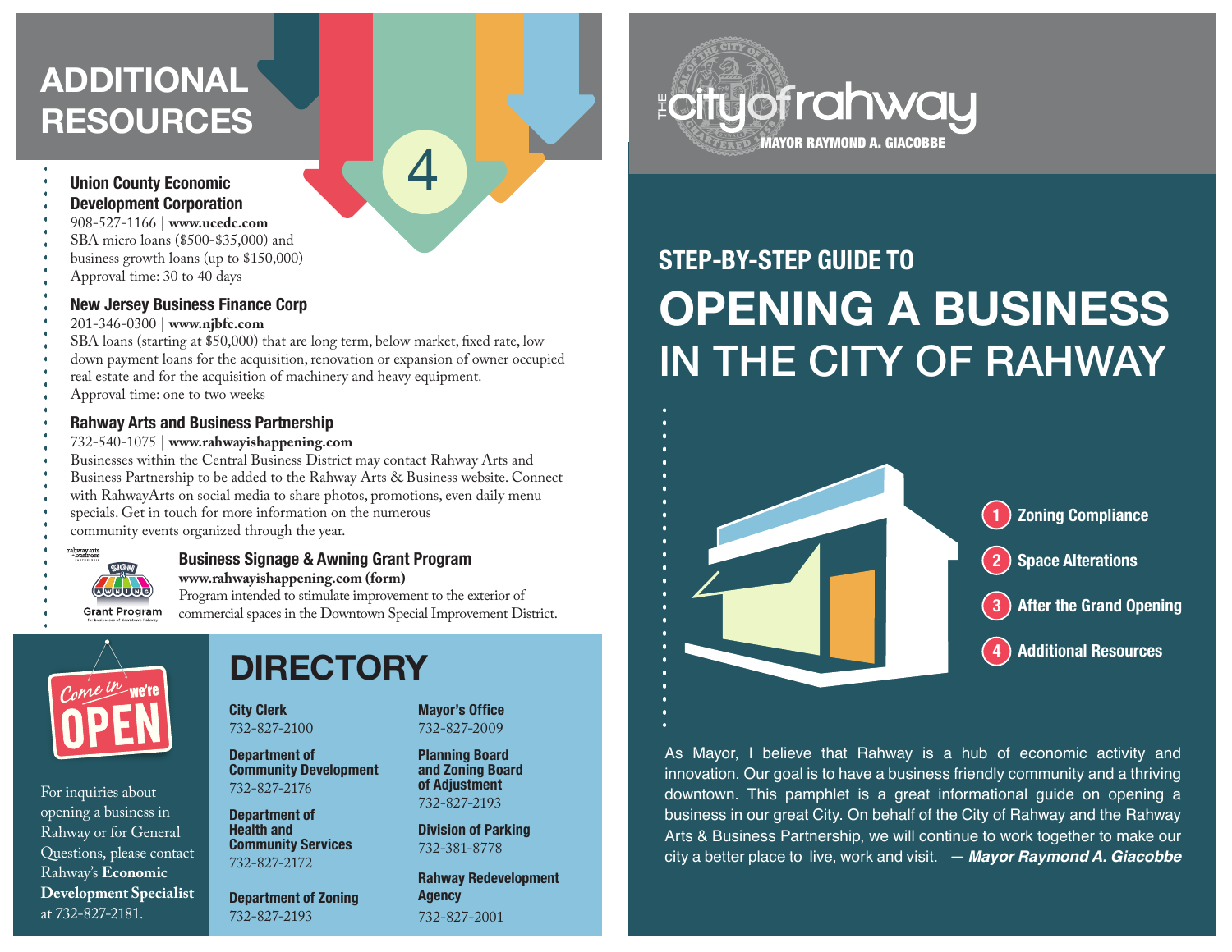# ADDITIONAL RESOURCES

4

### Union County Economic Development Corporation

908-527-1166 | **www.ucedc.com**
SBA micro loans ($500-$35,000) and business growth loans (up to $150,000)
Approval time: 30 to 40 days

### New Jersey Business Finance Corp

201-346-0300 | **www.njbfc.com**
SBA loans (starting at $50,000) that are long term, below market, fixed rate, low down payment loans for the acquisition, renovation or expansion of owner occupied real estate and for the acquisition of machinery and heavy equipment.
Approval time: one to two weeks

### Rahway Arts and Business Partnership

732-540-1075 | **www.rahwayishappening.com**
Businesses within the Central Business District may contact Rahway Arts and Business Partnership to be added to the Rahway Arts & Business website. Connect with RahwayArts on social media to share photos, promotions, even daily menu specials. Get in touch for more information on the numerous community events organized through the year.

### Business Signage & Awning Grant Program

**www.rahwayishappening.com (form)**
Program intended to stimulate improvement to the exterior of commercial spaces in the Downtown Special Improvement District.

Come in we're OPEN

For inquiries about opening a business in Rahway or for General Questions, please contact Rahway's **Economic Development Specialist** at 732-827-2181.

## DIRECTORY

**City Clerk**
732-827-2100

**Department of Community Development**
732-827-2176

**Department of Health and Community Services**
732-827-2172

**Department of Zoning**
732-827-2193

**Mayor's Office**
732-827-2009

**Planning Board and Zoning Board of Adjustment**
732-827-2193

**Division of Parking**
732-381-8778

**Rahway Redevelopment Agency**
732-827-2001

---

THE city of rahway
MAYOR RAYMOND A. GIACOBBE

## STEP-BY-STEP GUIDE TO

# OPENING A BUSINESS IN THE CITY OF RAHWAY

1. Zoning Compliance
2. Space Alterations
3. After the Grand Opening
4. Additional Resources

As Mayor, I believe that Rahway is a hub of economic activity and innovation. Our goal is to have a business friendly community and a thriving downtown. This pamphlet is a great informational guide on opening a business in our great City. On behalf of the City of Rahway and the Rahway Arts & Business Partnership, we will continue to work together to make our city a better place to live, work and visit. ***— Mayor Raymond A. Giacobbe***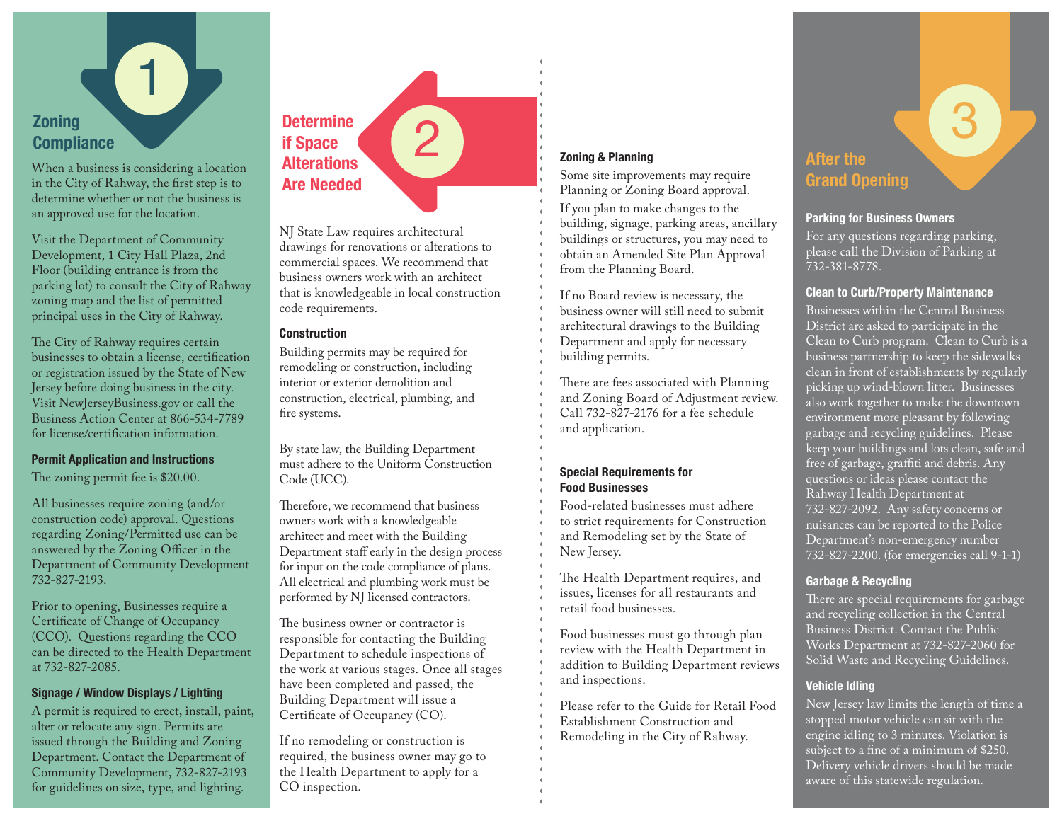## 1 Zoning Compliance

When a business is considering a location in the City of Rahway, the first step is to determine whether or not the business is an approved use for the location.

Visit the Department of Community Development, 1 City Hall Plaza, 2nd Floor (building entrance is from the parking lot) to consult the City of Rahway zoning map and the list of permitted principal uses in the City of Rahway.

The City of Rahway requires certain businesses to obtain a license, certification or registration issued by the State of New Jersey before doing business in the city. Visit NewJerseyBusiness.gov or call the Business Action Center at 866-534-7789 for license/certification information.

### Permit Application and Instructions

The zoning permit fee is $20.00.

All businesses require zoning (and/or construction code) approval. Questions regarding Zoning/Permitted use can be answered by the Zoning Officer in the Department of Community Development 732-827-2193.

Prior to opening, Businesses require a Certificate of Change of Occupancy (CCO). Questions regarding the CCO can be directed to the Health Department at 732-827-2085.

### Signage / Window Displays / Lighting

A permit is required to erect, install, paint, alter or relocate any sign. Permits are issued through the Building and Zoning Department. Contact the Department of Community Development, 732-827-2193 for guidelines on size, type, and lighting.

## 2 Determine if Space Alterations Are Needed

NJ State Law requires architectural drawings for renovations or alterations to commercial spaces. We recommend that business owners work with an architect that is knowledgeable in local construction code requirements.

### Construction

Building permits may be required for remodeling or construction, including interior or exterior demolition and construction, electrical, plumbing, and fire systems.

By state law, the Building Department must adhere to the Uniform Construction Code (UCC).

Therefore, we recommend that business owners work with a knowledgeable architect and meet with the Building Department staff early in the design process for input on the code compliance of plans. All electrical and plumbing work must be performed by NJ licensed contractors.

The business owner or contractor is responsible for contacting the Building Department to schedule inspections of the work at various stages. Once all stages have been completed and passed, the Building Department will issue a Certificate of Occupancy (CO).

If no remodeling or construction is required, the business owner may go to the Health Department to apply for a CO inspection.

### Zoning & Planning

Some site improvements may require Planning or Zoning Board approval.

If you plan to make changes to the building, signage, parking areas, ancillary buildings or structures, you may need to obtain an Amended Site Plan Approval from the Planning Board.

If no Board review is necessary, the business owner will still need to submit architectural drawings to the Building Department and apply for necessary building permits.

There are fees associated with Planning and Zoning Board of Adjustment review. Call 732-827-2176 for a fee schedule and application.

### Special Requirements for Food Businesses

Food-related businesses must adhere to strict requirements for Construction and Remodeling set by the State of New Jersey.

The Health Department requires, and issues, licenses for all restaurants and retail food businesses.

Food businesses must go through plan review with the Health Department in addition to Building Department reviews and inspections.

Please refer to the Guide for Retail Food Establishment Construction and Remodeling in the City of Rahway.

## 3 After the Grand Opening

### Parking for Business Owners

For any questions regarding parking, please call the Division of Parking at 732-381-8778.

### Clean to Curb/Property Maintenance

Businesses within the Central Business District are asked to participate in the Clean to Curb program. Clean to Curb is a business partnership to keep the sidewalks clean in front of establishments by regularly picking up wind-blown litter. Businesses also work together to make the downtown environment more pleasant by following garbage and recycling guidelines. Please keep your buildings and lots clean, safe and free of garbage, graffiti and debris. Any questions or ideas please contact the Rahway Health Department at 732-827-2092. Any safety concerns or nuisances can be reported to the Police Department's non-emergency number 732-827-2200. (for emergencies call 9-1-1)

### Garbage & Recycling

There are special requirements for garbage and recycling collection in the Central Business District. Contact the Public Works Department at 732-827-2060 for Solid Waste and Recycling Guidelines.

### Vehicle Idling

New Jersey law limits the length of time a stopped motor vehicle can sit with the engine idling to 3 minutes. Violation is subject to a fine of a minimum of $250. Delivery vehicle drivers should be made aware of this statewide regulation.